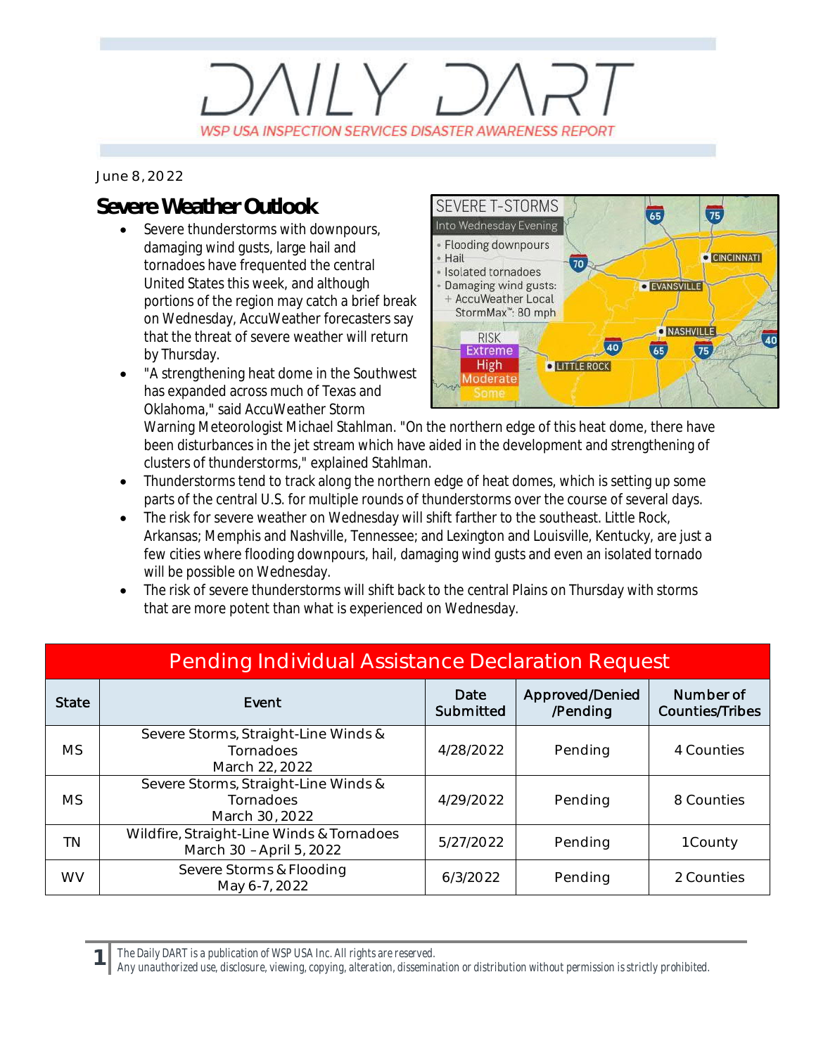# DAILY DART

WSP USA INSPECTION SERVICES DISASTER AWARENESS REPORT

June 8, 2022

## Severe Weather Outlook

SEVERE T-STORMS
Into Wednesday Evening
- Flooding downpours
- Hail
- Isolated tornadoes
- Damaging wind gusts:
+ AccuWeather Local StormMax™: 80 mph

RISK
Extreme
High
Moderate
Some

65
75
70
CINCINNATI
EVANSVILLE
NASHVILLE
40
40
65
75
LITTLE ROCK

- Severe thunderstorms with downpours, damaging wind gusts, large hail and tornadoes have frequented the central United States this week, and although portions of the region may catch a brief break on Wednesday, AccuWeather forecasters say that the threat of severe weather will return by Thursday.
- "A strengthening heat dome in the Southwest has expanded across much of Texas and Oklahoma," said AccuWeather Storm Warning Meteorologist Michael Stahlman. "On the northern edge of this heat dome, there have been disturbances in the jet stream which have aided in the development and strengthening of clusters of thunderstorms," explained Stahlman.
- Thunderstorms tend to track along the northern edge of heat domes, which is setting up some parts of the central U.S. for multiple rounds of thunderstorms over the course of several days.
- The risk for severe weather on Wednesday will shift farther to the southeast. Little Rock, Arkansas; Memphis and Nashville, Tennessee; and Lexington and Louisville, Kentucky, are just a few cities where flooding downpours, hail, damaging wind gusts and even an isolated tornado will be possible on Wednesday.
- The risk of severe thunderstorms will shift back to the central Plains on Thursday with storms that are more potent than what is experienced on Wednesday.

| Pending Individual Assistance Declaration Request | | | | |
|---|---|---|---|---|
| State | Event | Date Submitted | Approved/Denied /Pending | Number of Counties/Tribes |
| MS | Severe Storms, Straight-Line Winds & Tornadoes March 22, 2022 | 4/28/2022 | Pending | 4 Counties |
| MS | Severe Storms, Straight-Line Winds & Tornadoes March 30, 2022 | 4/29/2022 | Pending | 8 Counties |
| TN | Wildfire, Straight-Line Winds & Tornadoes March 30 – April 5, 2022 | 5/27/2022 | Pending | 1County |
| WV | Severe Storms & Flooding May 6-7, 2022 | 6/3/2022 | Pending | 2 Counties |

*The Daily DART is a publication of WSP USA Inc. All rights are reserved.*
*Any unauthorized use, disclosure, viewing, copying, alteration, dissemination or distribution without permission is strictly prohibited.*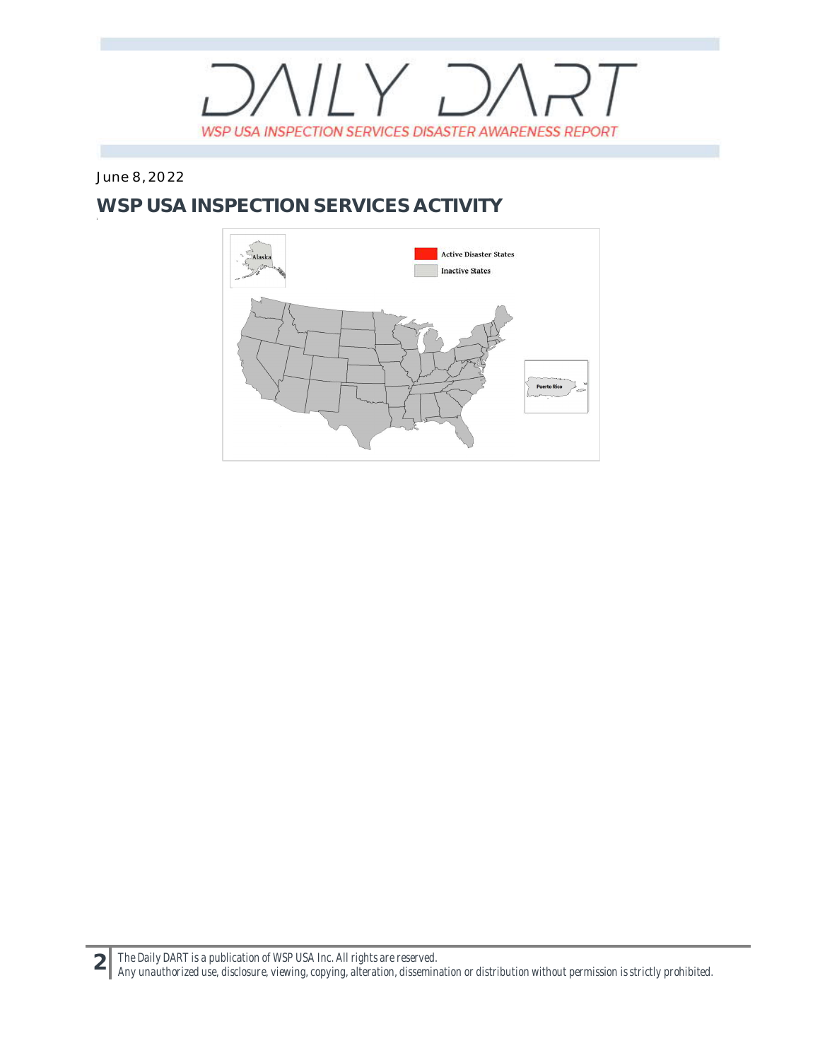# DAILY DART

WSP USA INSPECTION SERVICES DISASTER AWARENESS REPORT

June 8, 2022

## WSP USA INSPECTION SERVICES ACTIVITY

Alaska

Active Disaster States

Inactive States

Puerto Rico

*The Daily DART is a publication of WSP USA Inc. All rights are reserved.*
*Any unauthorized use, disclosure, viewing, copying, alteration, dissemination or distribution without permission is strictly prohibited.*